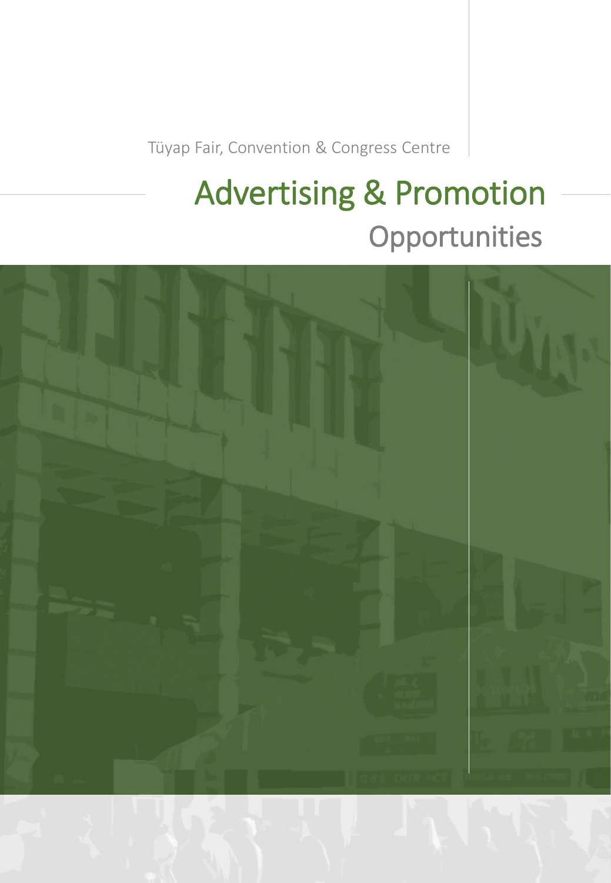Tüyap Fair, Convention & Congress Centre

# Advertising & Promotion
## Opportunities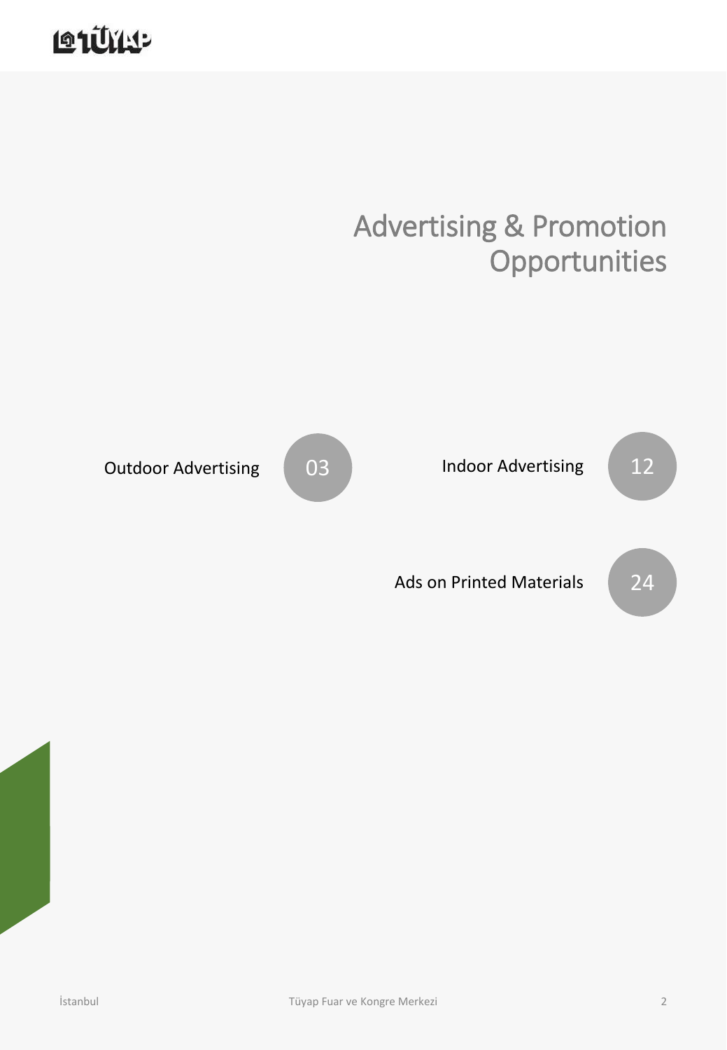# Advertising & Promotion Opportunities

| Section | Page |
| --- | --- |
| Outdoor Advertising | 03 |
| Indoor Advertising | 12 |
| Ads on Printed Materials | 24 |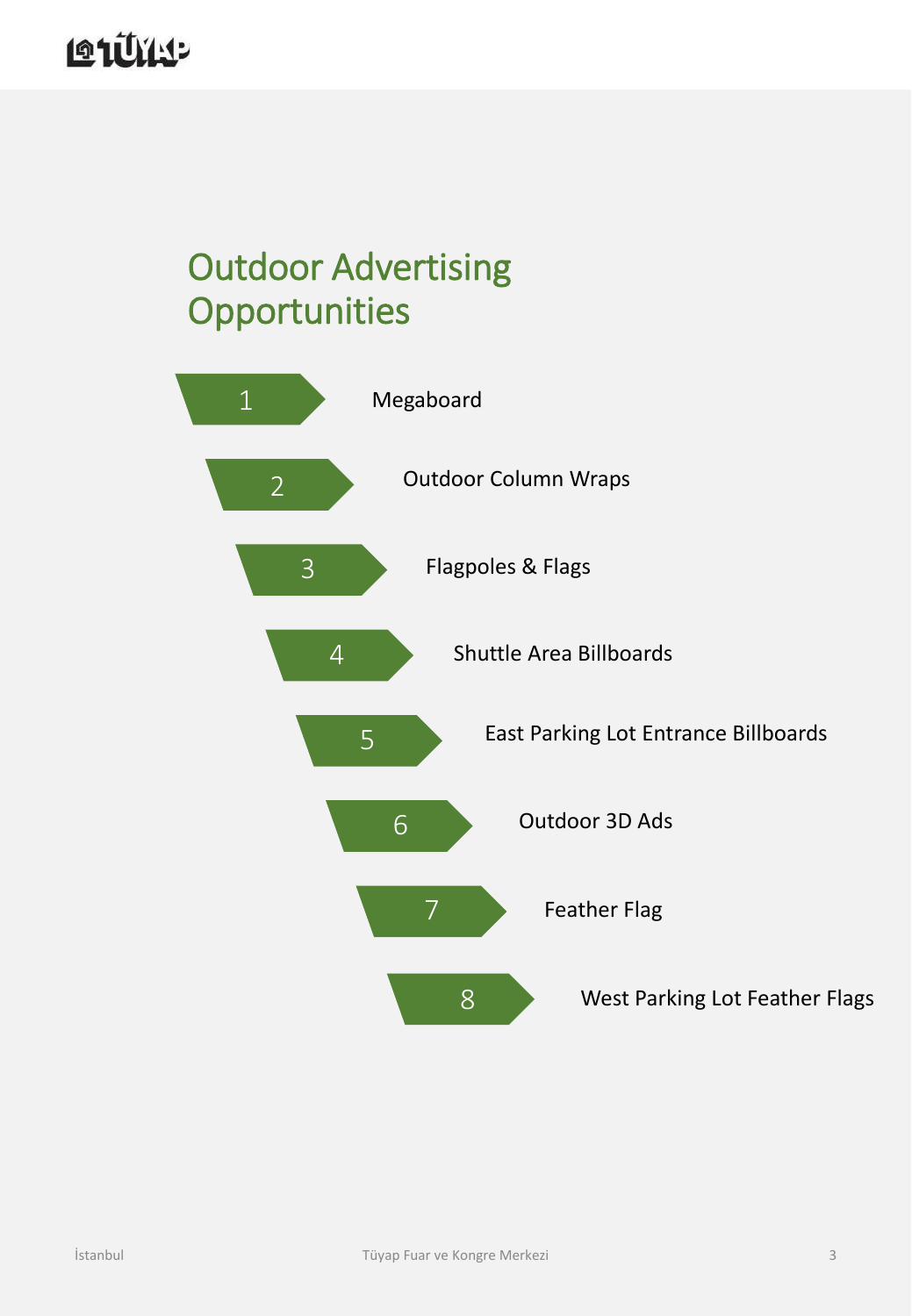# Outdoor Advertising Opportunities

1. Megaboard
2. Outdoor Column Wraps
3. Flagpoles & Flags
4. Shuttle Area Billboards
5. East Parking Lot Entrance Billboards
6. Outdoor 3D Ads
7. Feather Flag
8. West Parking Lot Feather Flags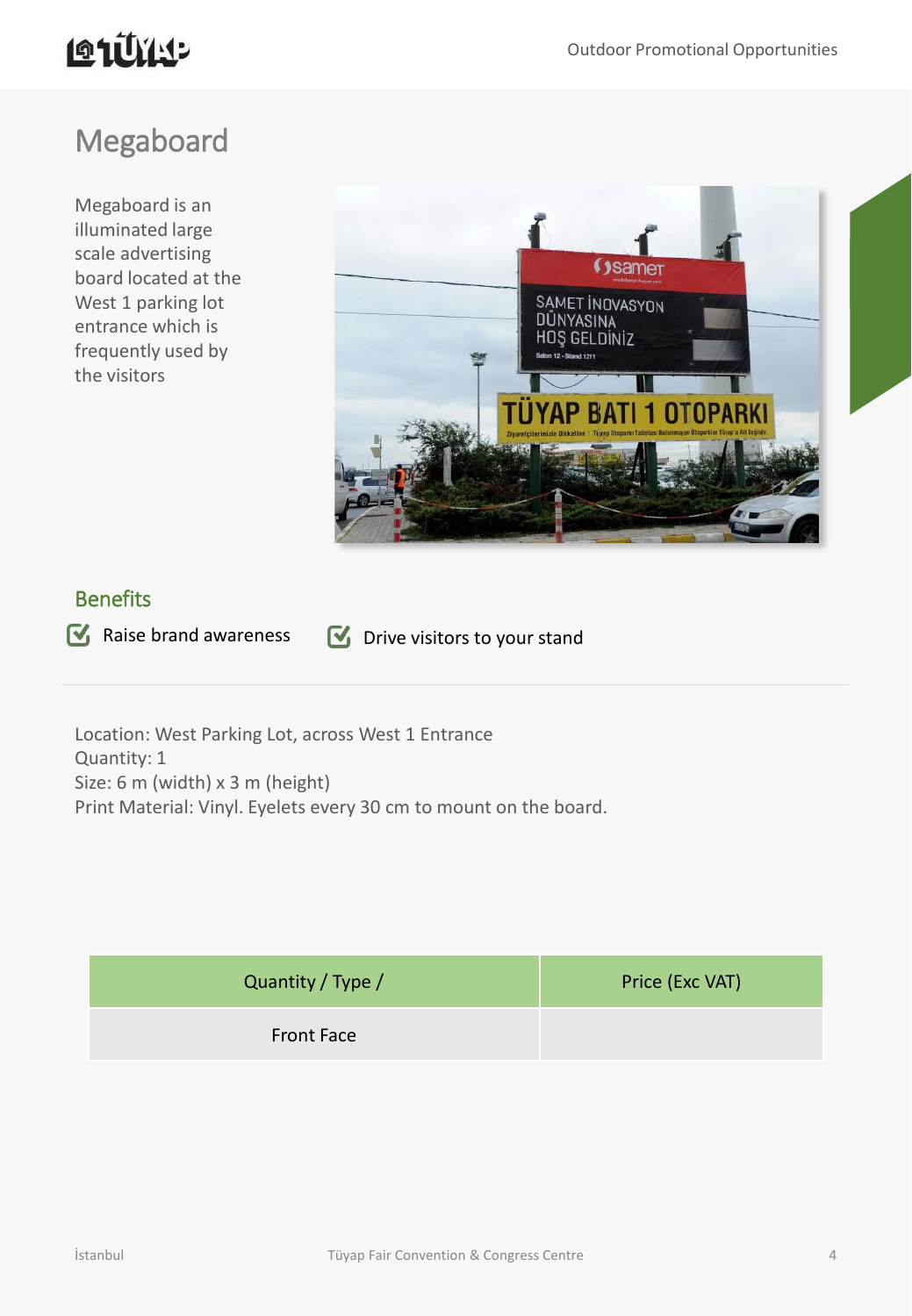# Megaboard

Megaboard is an illuminated large scale advertising board located at the West 1 parking lot entrance which is frequently used by the visitors

## Benefits

- Raise brand awareness
- Drive visitors to your stand

Location: West Parking Lot, across West 1 Entrance
Quantity: 1
Size: 6 m (width) x 3 m (height)
Print Material: Vinyl. Eyelets every 30 cm to mount on the board.

| Quantity / Type / | Price (Exc VAT) |
|---|---|
| Front Face | |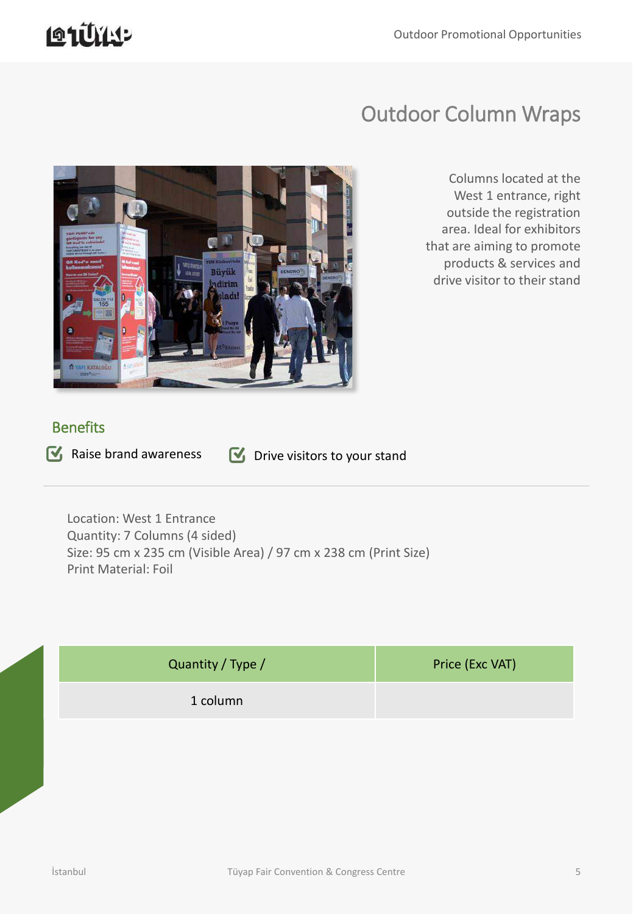# Outdoor Column Wraps

Columns located at the West 1 entrance, right outside the registration area. Ideal for exhibitors that are aiming to promote products & services and drive visitor to their stand

## Benefits

- Raise brand awareness
- Drive visitors to your stand

Location: West 1 Entrance
Quantity: 7 Columns (4 sided)
Size: 95 cm x 235 cm (Visible Area) / 97 cm x 238 cm (Print Size)
Print Material: Foil

| Quantity / Type / | Price (Exc VAT) |
| --- | --- |
| 1 column | |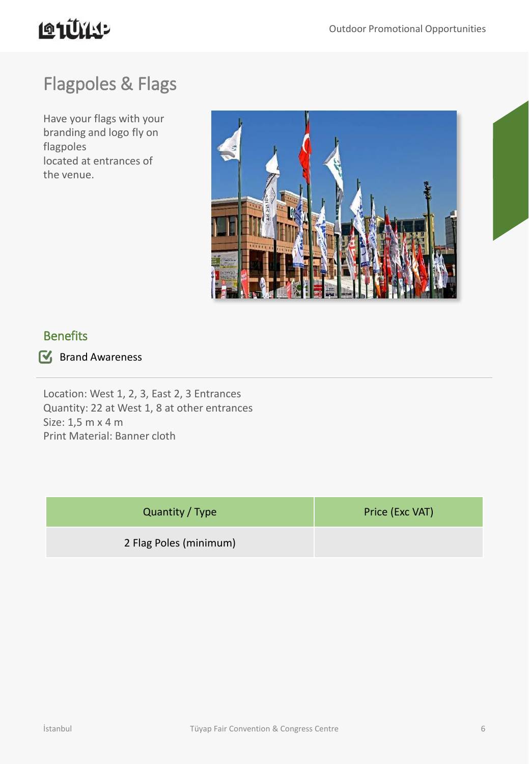# Flagpoles & Flags

Have your flags with your branding and logo fly on flagpoles located at entrances of the venue.

## Benefits

- Brand Awareness

Location: West 1, 2, 3, East 2, 3 Entrances
Quantity: 22 at West 1, 8 at other entrances
Size: 1,5 m x 4 m
Print Material: Banner cloth

| Quantity / Type | Price (Exc VAT) |
|---|---|
| 2 Flag Poles (minimum) | |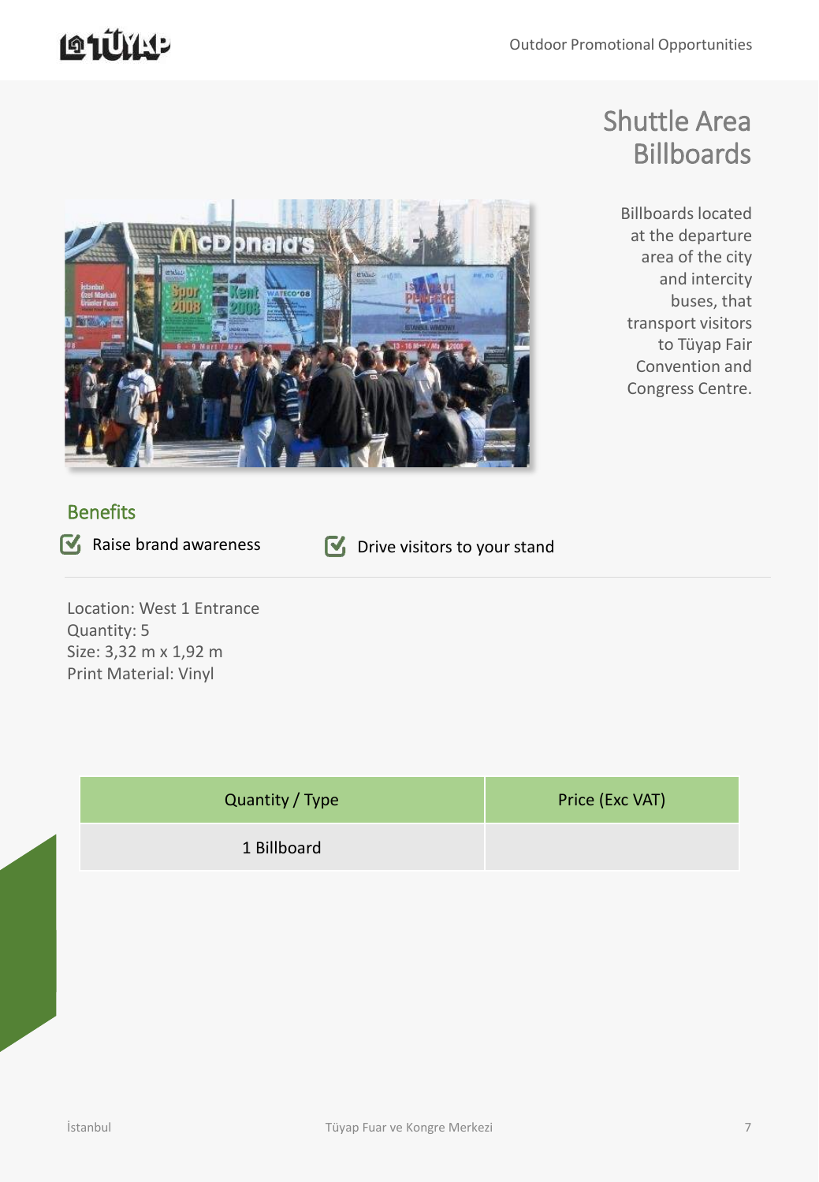# Shuttle Area Billboards

Billboards located at the departure area of the city and intercity buses, that transport visitors to Tüyap Fair Convention and Congress Centre.

## Benefits

- Raise brand awareness
- Drive visitors to your stand

Location: West 1 Entrance
Quantity: 5
Size: 3,32 m x 1,92 m
Print Material: Vinyl

| Quantity / Type | Price (Exc VAT) |
| --- | --- |
| 1 Billboard | |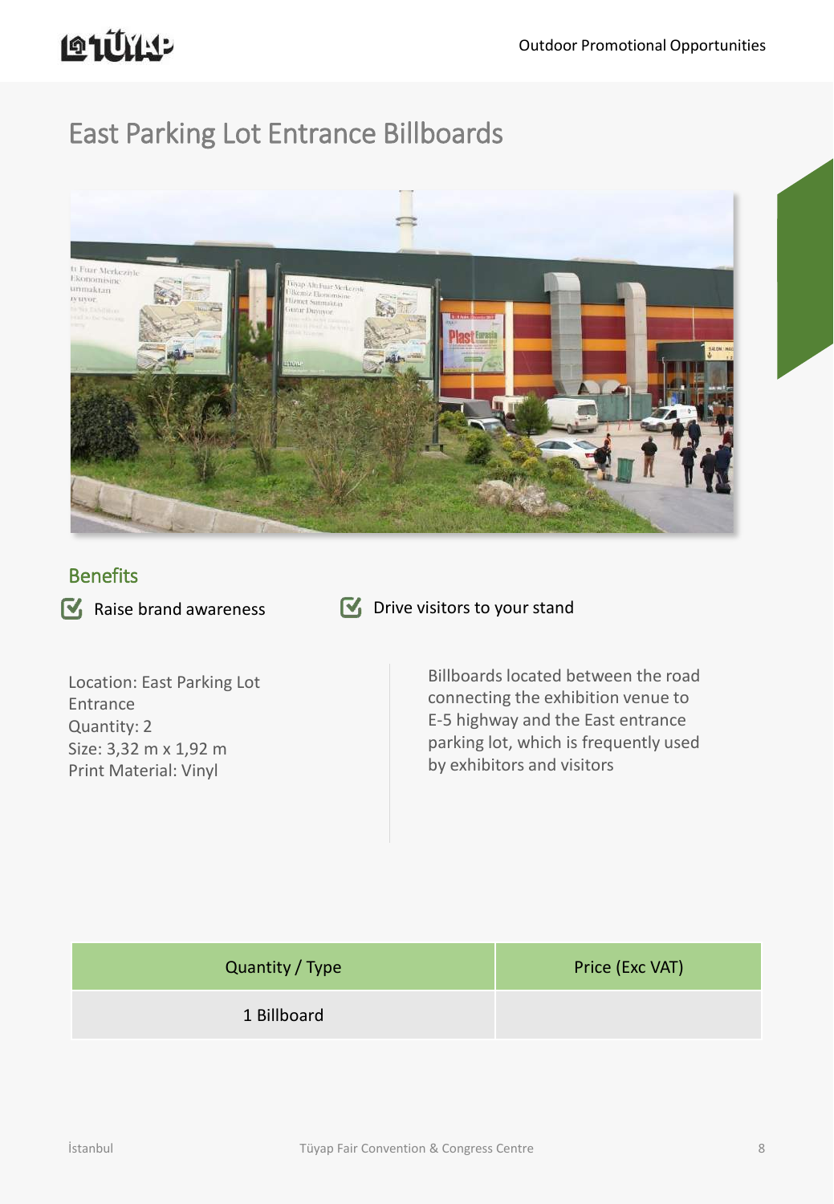# East Parking Lot Entrance Billboards

## Benefits

- Raise brand awareness
- Drive visitors to your stand

Location: East Parking Lot Entrance
Quantity: 2
Size: 3,32 m x 1,92 m
Print Material: Vinyl

Billboards located between the road connecting the exhibition venue to E-5 highway and the East entrance parking lot, which is frequently used by exhibitors and visitors

| Quantity / Type | Price (Exc VAT) |
|---|---|
| 1 Billboard | |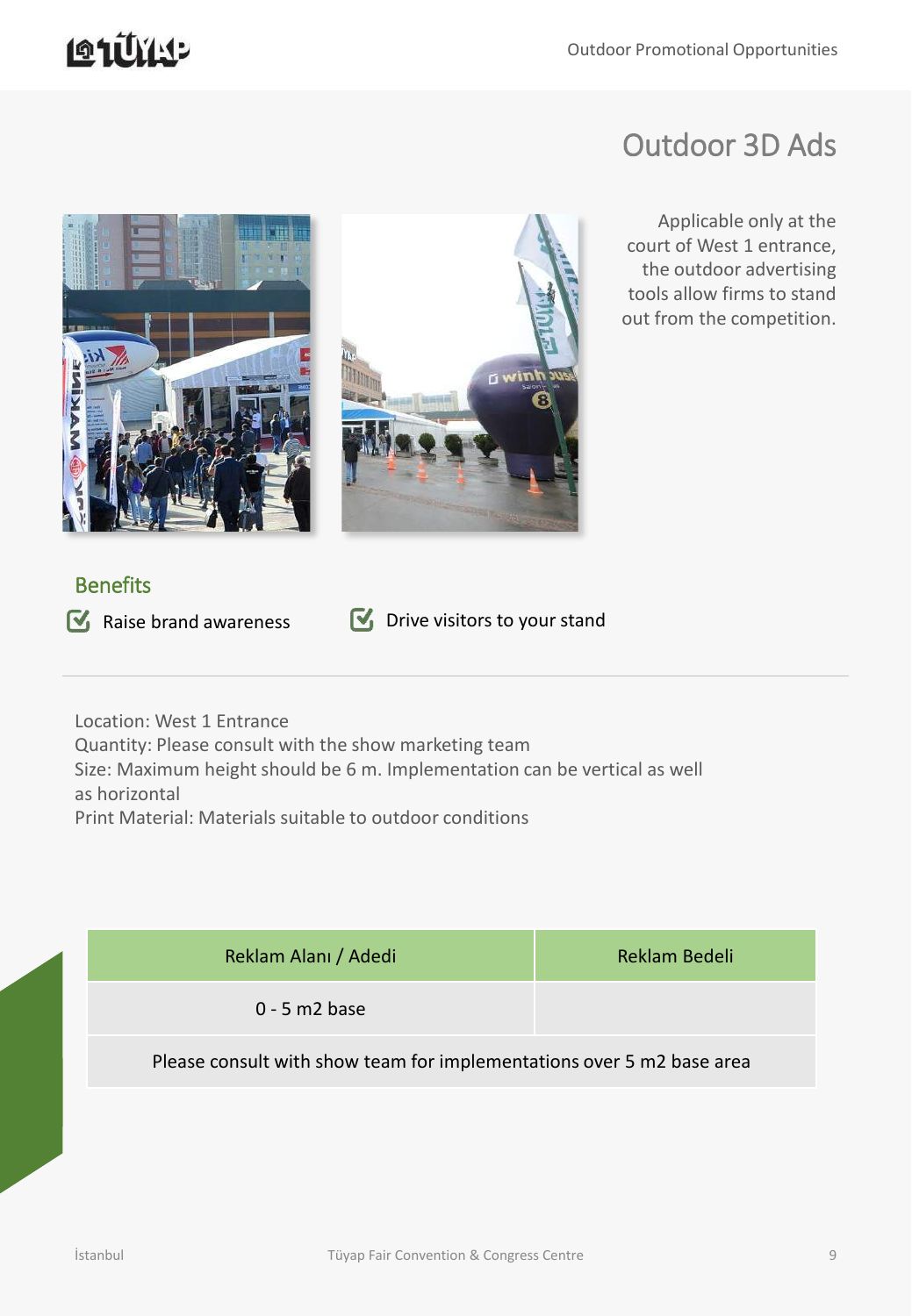# Outdoor 3D Ads

Applicable only at the court of West 1 entrance, the outdoor advertising tools allow firms to stand out from the competition.

## Benefits

- Raise brand awareness
- Drive visitors to your stand

Location: West 1 Entrance
Quantity: Please consult with the show marketing team
Size: Maximum height should be 6 m. Implementation can be vertical as well as horizontal
Print Material: Materials suitable to outdoor conditions

| Reklam Alanı / Adedi | Reklam Bedeli |
|---|---|
| 0 - 5 m2 base | |
| Please consult with show team for implementations over 5 m2 base area | |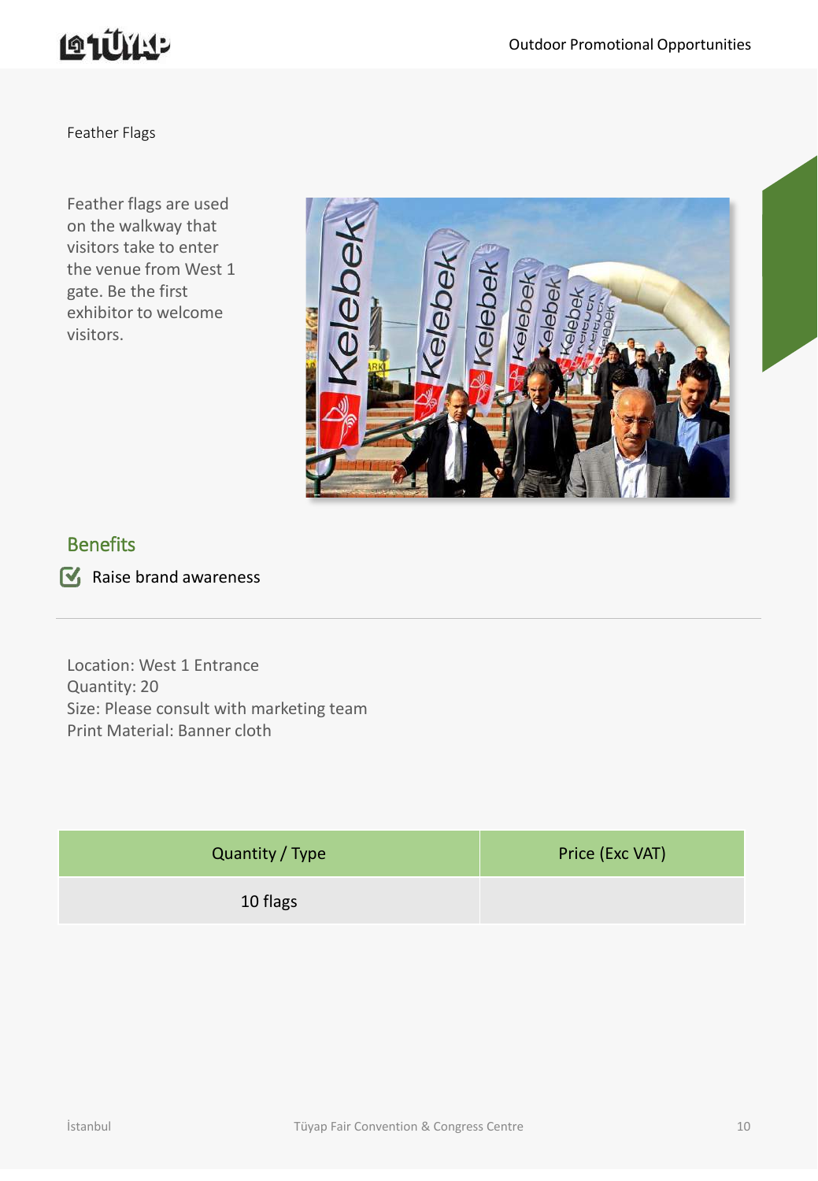Feather Flags

Feather flags are used on the walkway that visitors take to enter the venue from West 1 gate. Be the first exhibitor to welcome visitors.

## Benefits

- Raise brand awareness

Location: West 1 Entrance
Quantity: 20
Size: Please consult with marketing team
Print Material: Banner cloth

| Quantity / Type | Price (Exc VAT) |
|---|---|
| 10 flags | |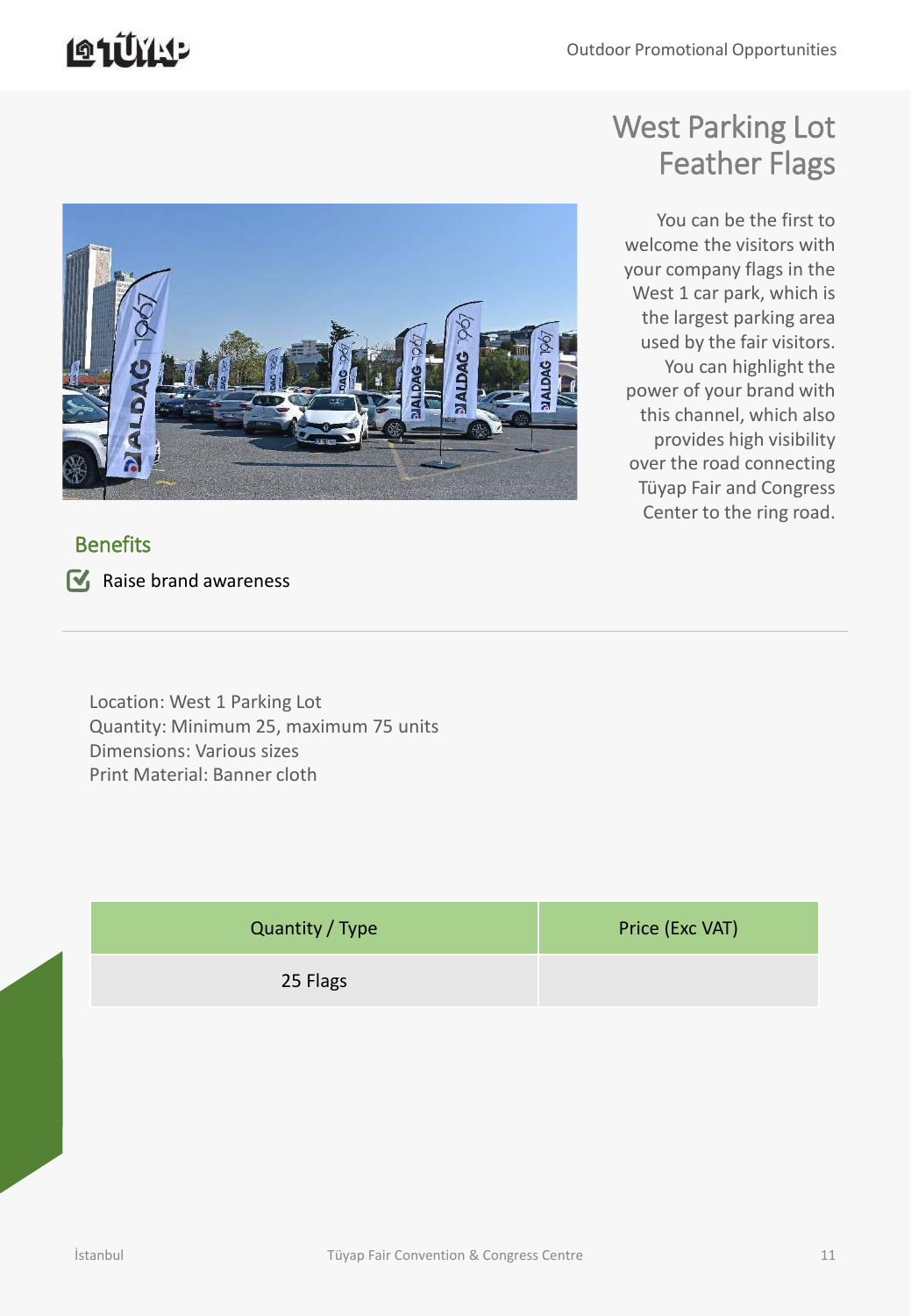# West Parking Lot Feather Flags

You can be the first to welcome the visitors with your company flags in the West 1 car park, which is the largest parking area used by the fair visitors. You can highlight the power of your brand with this channel, which also provides high visibility over the road connecting Tüyap Fair and Congress Center to the ring road.

## Benefits

- Raise brand awareness

Location: West 1 Parking Lot
Quantity: Minimum 25, maximum 75 units
Dimensions: Various sizes
Print Material: Banner cloth

| Quantity / Type | Price (Exc VAT) |
| --- | --- |
| 25 Flags | |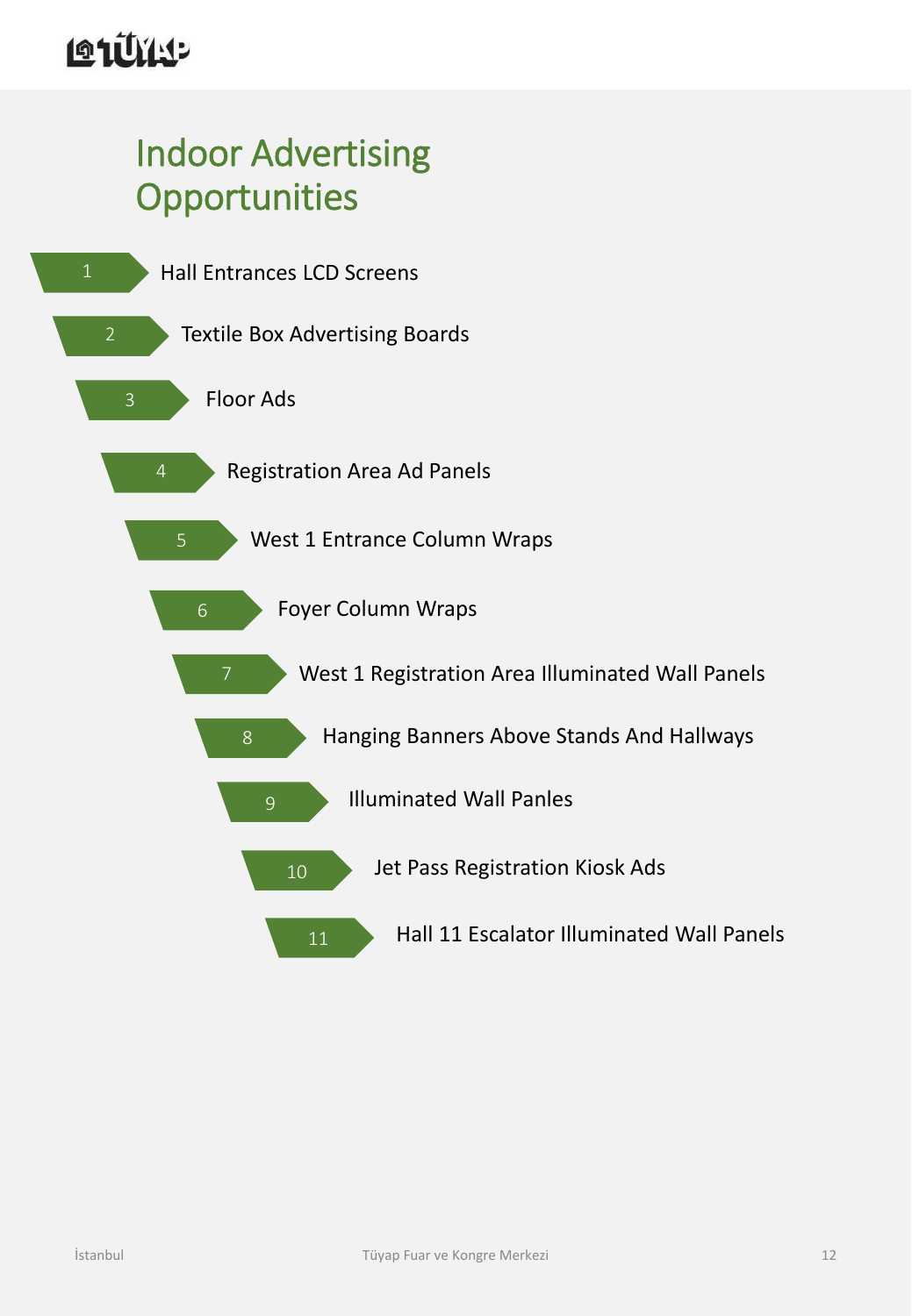# Indoor Advertising Opportunities

1. Hall Entrances LCD Screens
2. Textile Box Advertising Boards
3. Floor Ads
4. Registration Area Ad Panels
5. West 1 Entrance Column Wraps
6. Foyer Column Wraps
7. West 1 Registration Area Illuminated Wall Panels
8. Hanging Banners Above Stands And Hallways
9. Illuminated Wall Panles
10. Jet Pass Registration Kiosk Ads
11. Hall 11 Escalator Illuminated Wall Panels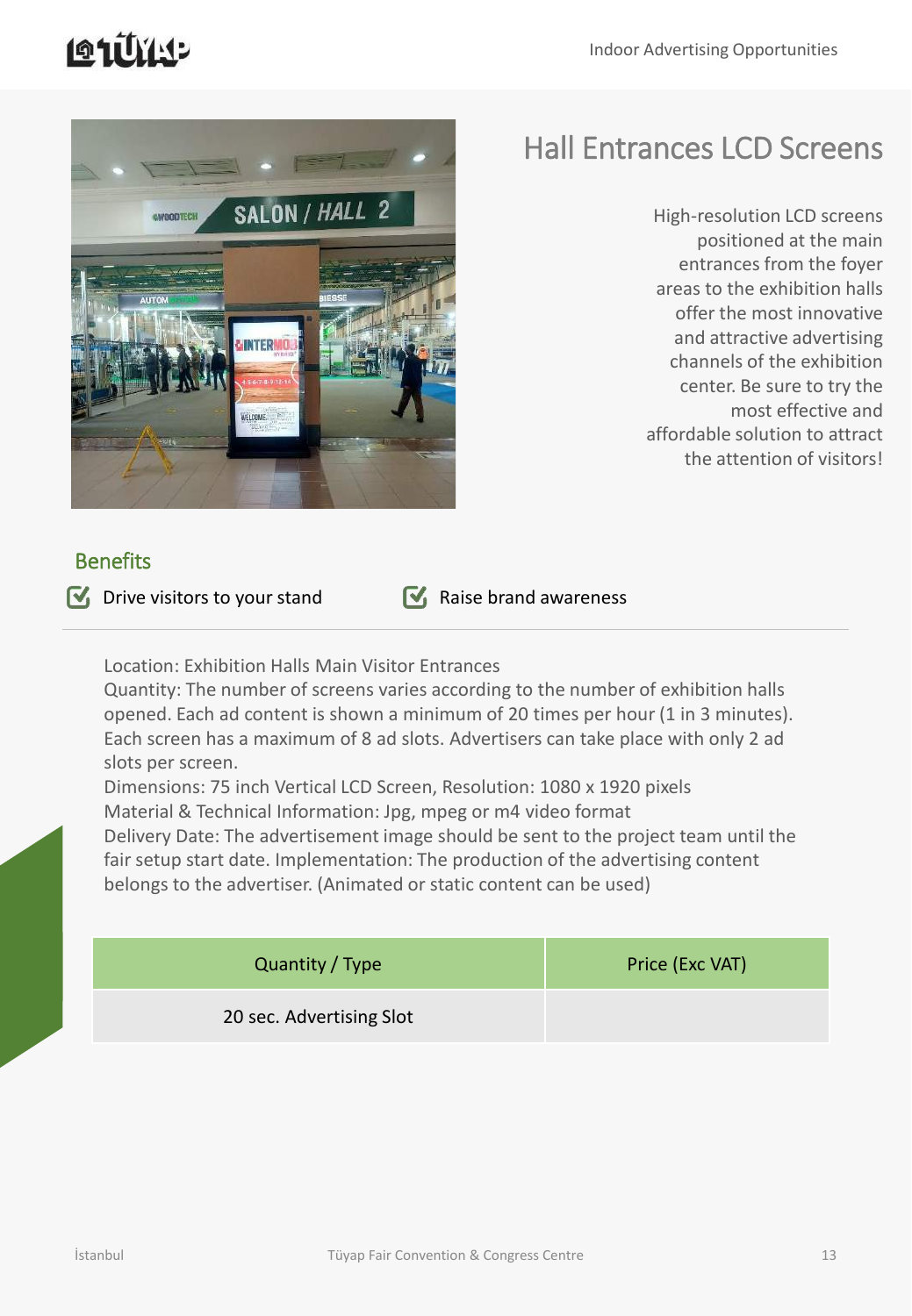# Hall Entrances LCD Screens

High-resolution LCD screens positioned at the main entrances from the foyer areas to the exhibition halls offer the most innovative and attractive advertising channels of the exhibition center. Be sure to try the most effective and affordable solution to attract the attention of visitors!

## Benefits

- Drive visitors to your stand
- Raise brand awareness

Location: Exhibition Halls Main Visitor Entrances
Quantity: The number of screens varies according to the number of exhibition halls opened. Each ad content is shown a minimum of 20 times per hour (1 in 3 minutes). Each screen has a maximum of 8 ad slots. Advertisers can take place with only 2 ad slots per screen.
Dimensions: 75 inch Vertical LCD Screen, Resolution: 1080 x 1920 pixels
Material & Technical Information: Jpg, mpeg or m4 video format
Delivery Date: The advertisement image should be sent to the project team until the fair setup start date. Implementation: The production of the advertising content belongs to the advertiser. (Animated or static content can be used)

| Quantity / Type | Price (Exc VAT) |
|---|---|
| 20 sec. Advertising Slot | |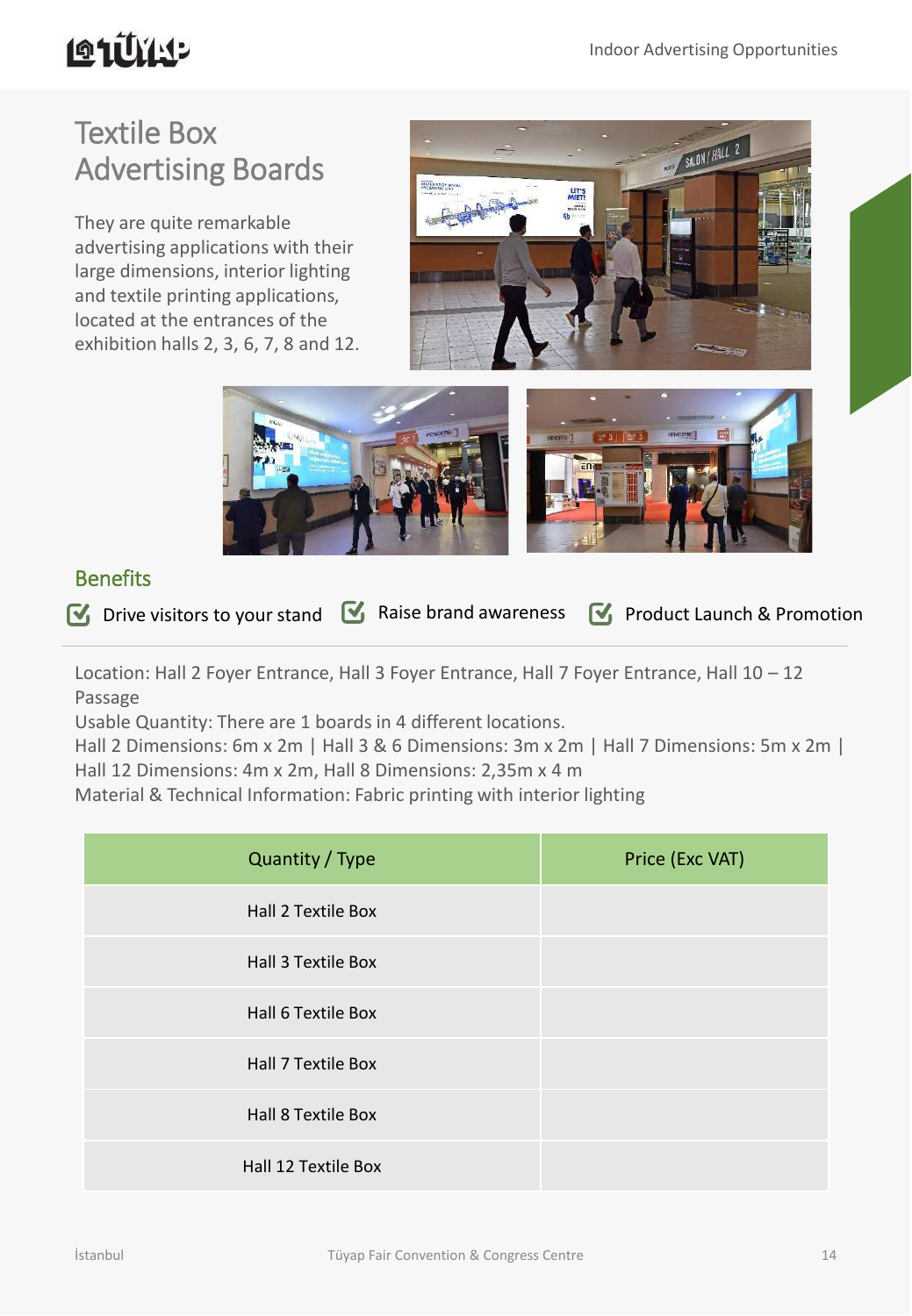# Textile Box Advertising Boards

They are quite remarkable advertising applications with their large dimensions, interior lighting and textile printing applications, located at the entrances of the exhibition halls 2, 3, 6, 7, 8 and 12.

## Benefits

- Drive visitors to your stand
- Raise brand awareness
- Product Launch & Promotion

Location: Hall 2 Foyer Entrance, Hall 3 Foyer Entrance, Hall 7 Foyer Entrance, Hall 10 – 12 Passage
Usable Quantity: There are 1 boards in 4 different locations.
Hall 2 Dimensions: 6m x 2m | Hall 3 & 6 Dimensions: 3m x 2m | Hall 7 Dimensions: 5m x 2m | Hall 12 Dimensions: 4m x 2m, Hall 8 Dimensions: 2,35m x 4 m
Material & Technical Information: Fabric printing with interior lighting

| Quantity / Type | Price (Exc VAT) |
|---|---|
| Hall 2 Textile Box | |
| Hall 3 Textile Box | |
| Hall 6 Textile Box | |
| Hall 7 Textile Box | |
| Hall 8 Textile Box | |
| Hall 12 Textile Box | |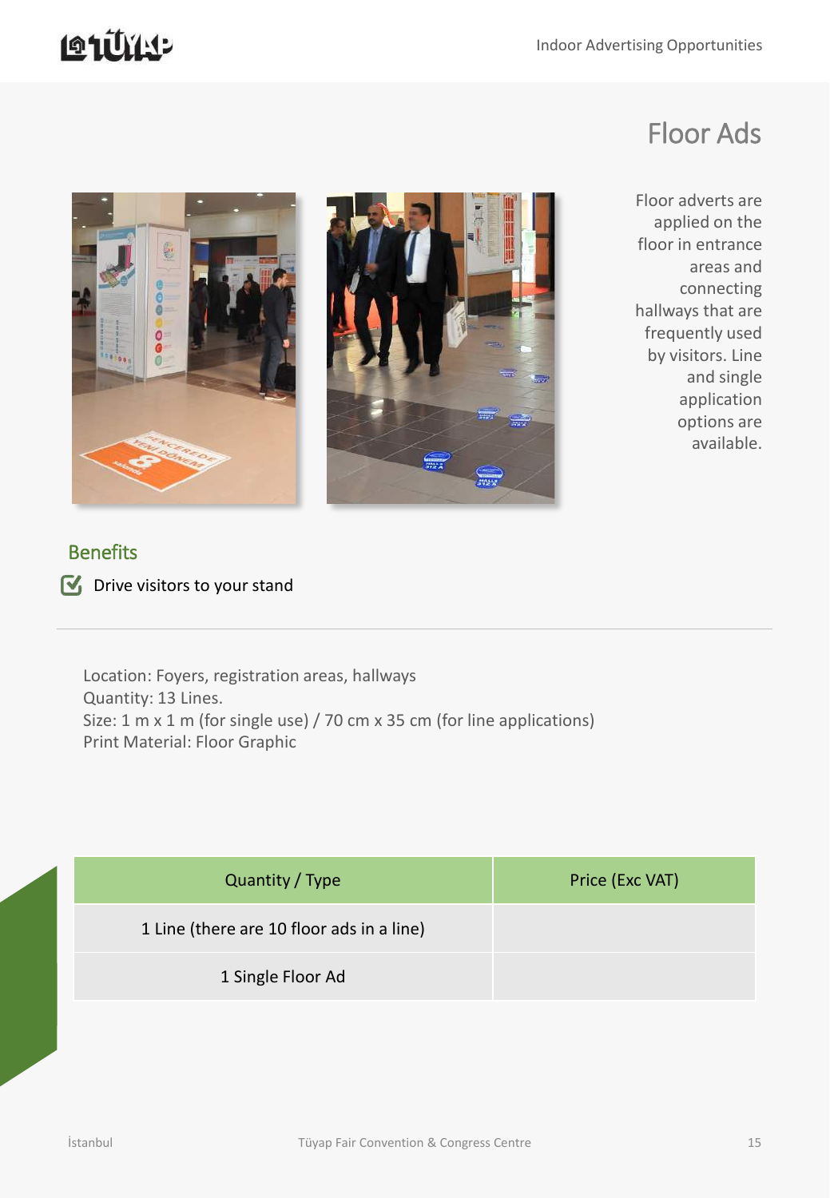# Floor Ads

Floor adverts are applied on the floor in entrance areas and connecting hallways that are frequently used by visitors. Line and single application options are available.

## Benefits

- Drive visitors to your stand

Location: Foyers, registration areas, hallways
Quantity: 13 Lines.
Size: 1 m x 1 m (for single use) / 70 cm x 35 cm (for line applications)
Print Material: Floor Graphic

| Quantity / Type | Price (Exc VAT) |
| --- | --- |
| 1 Line (there are 10 floor ads in a line) | |
| 1 Single Floor Ad | |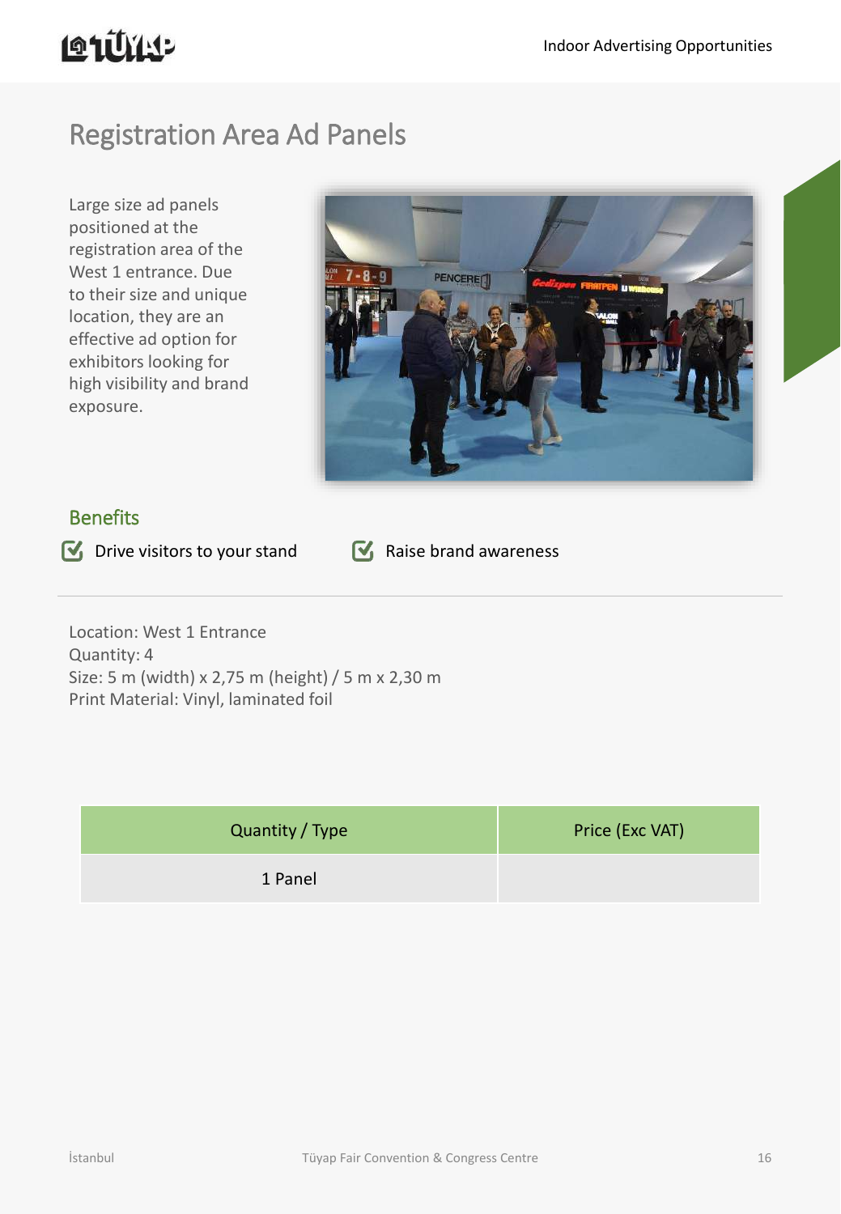# Registration Area Ad Panels

Large size ad panels positioned at the registration area of the West 1 entrance. Due to their size and unique location, they are an effective ad option for exhibitors looking for high visibility and brand exposure.

## Benefits

- Drive visitors to your stand
- Raise brand awareness

Location: West 1 Entrance
Quantity: 4
Size: 5 m (width) x 2,75 m (height) / 5 m x 2,30 m
Print Material: Vinyl, laminated foil

| Quantity / Type | Price (Exc VAT) |
|---|---|
| 1 Panel | |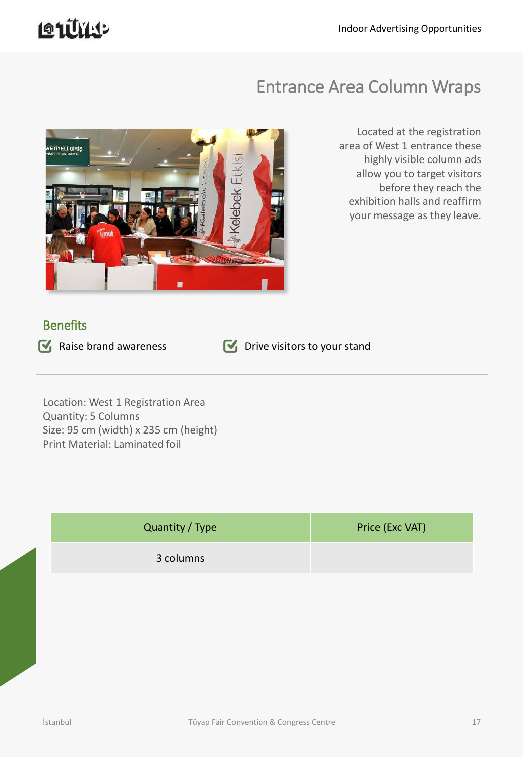# Entrance Area Column Wraps

Located at the registration area of West 1 entrance these highly visible column ads allow you to target visitors before they reach the exhibition halls and reaffirm your message as they leave.

## Benefits

- Raise brand awareness
- Drive visitors to your stand

Location: West 1 Registration Area
Quantity: 5 Columns
Size: 95 cm (width) x 235 cm (height)
Print Material: Laminated foil

| Quantity / Type | Price (Exc VAT) |
| --- | --- |
| 3 columns | |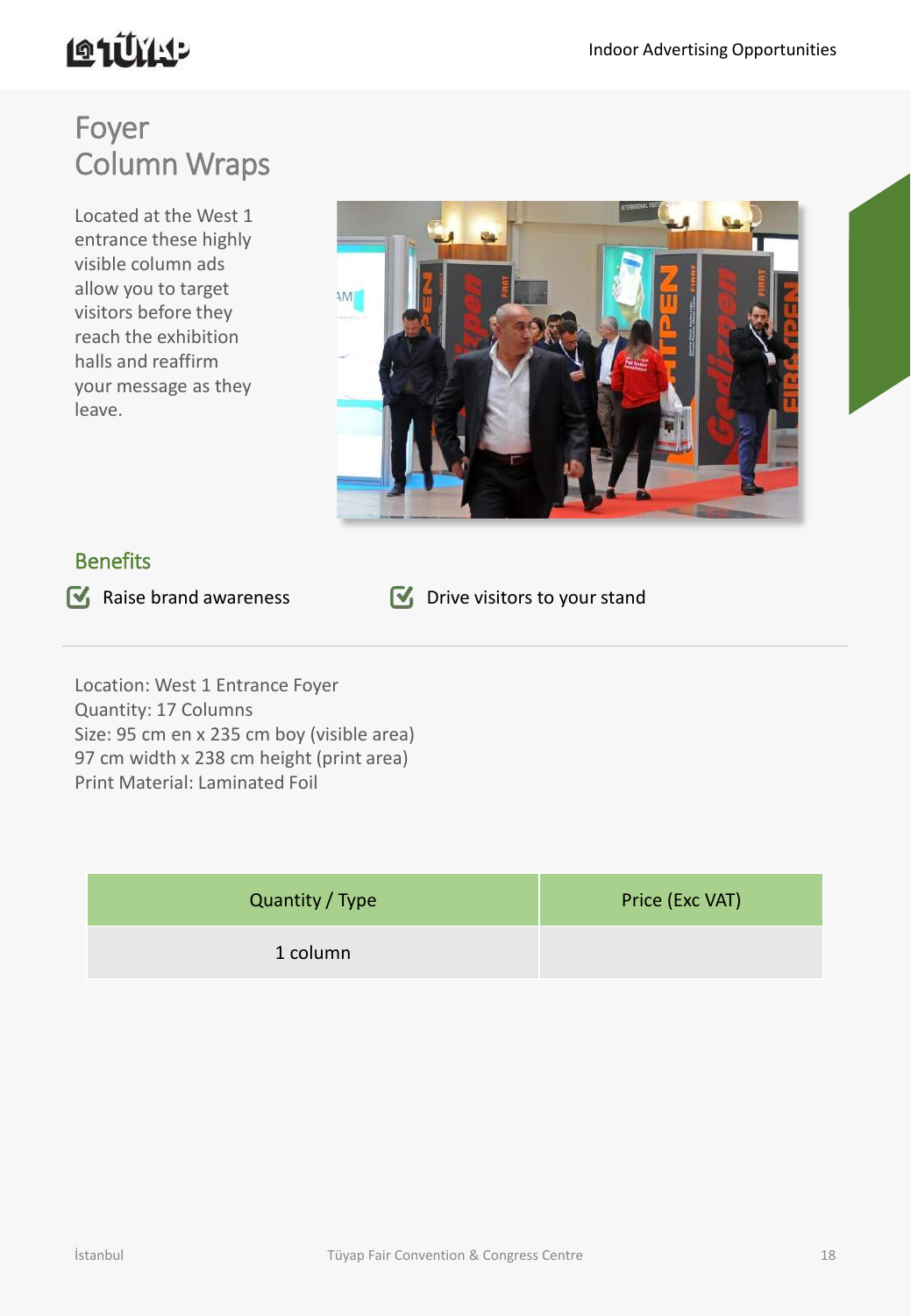# Foyer Column Wraps

Located at the West 1 entrance these highly visible column ads allow you to target visitors before they reach the exhibition halls and reaffirm your message as they leave.

## Benefits

- Raise brand awareness
- Drive visitors to your stand

Location: West 1 Entrance Foyer
Quantity: 17 Columns
Size: 95 cm en x 235 cm boy (visible area)
97 cm width x 238 cm height (print area)
Print Material: Laminated Foil

| Quantity / Type | Price (Exc VAT) |
|---|---|
| 1 column | |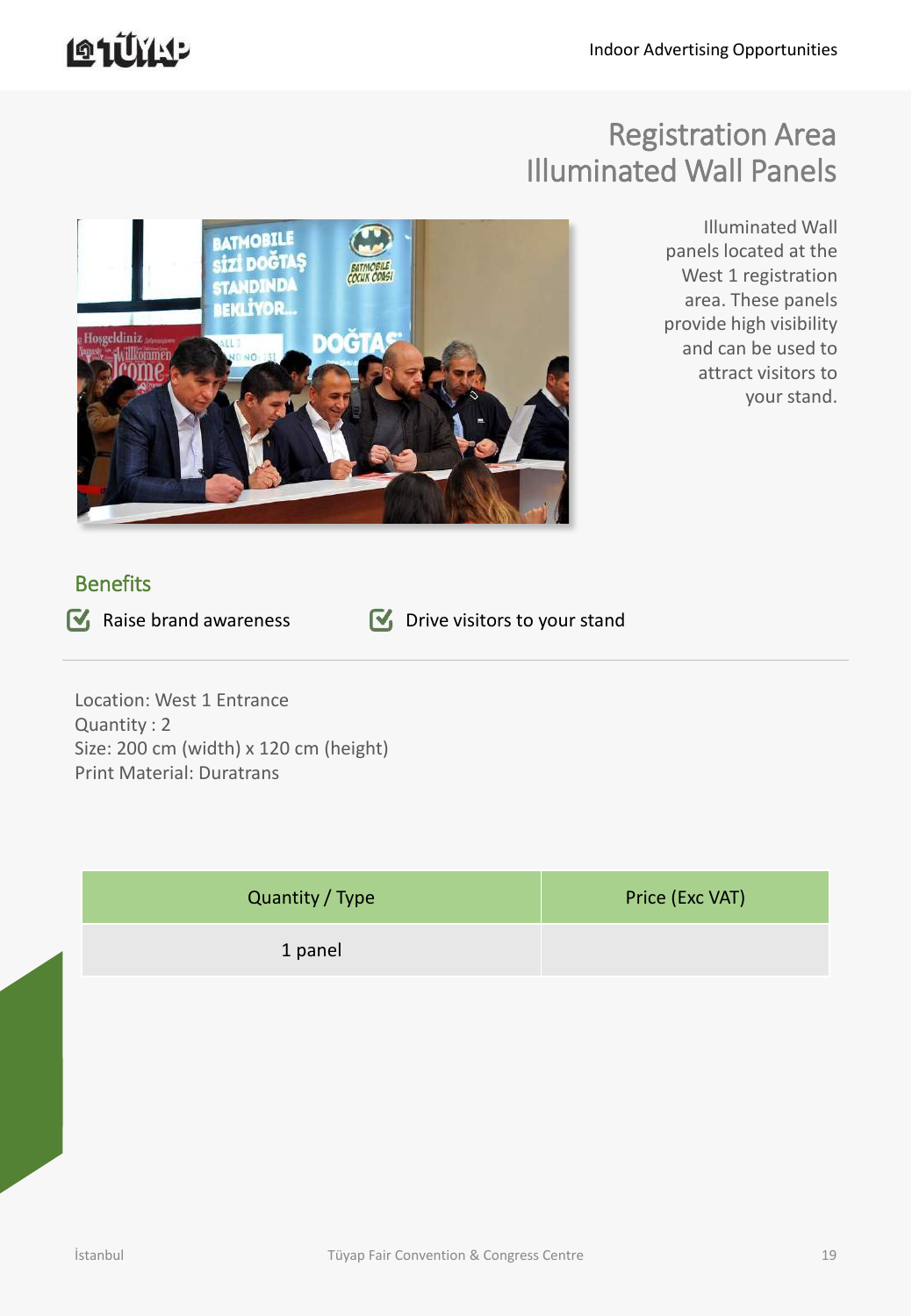# Registration Area Illuminated Wall Panels

Illuminated Wall panels located at the West 1 registration area. These panels provide high visibility and can be used to attract visitors to your stand.

## Benefits

- Raise brand awareness
- Drive visitors to your stand

Location: West 1 Entrance
Quantity : 2
Size: 200 cm (width) x 120 cm (height)
Print Material: Duratrans

| Quantity / Type | Price (Exc VAT) |
|---|---|
| 1 panel | |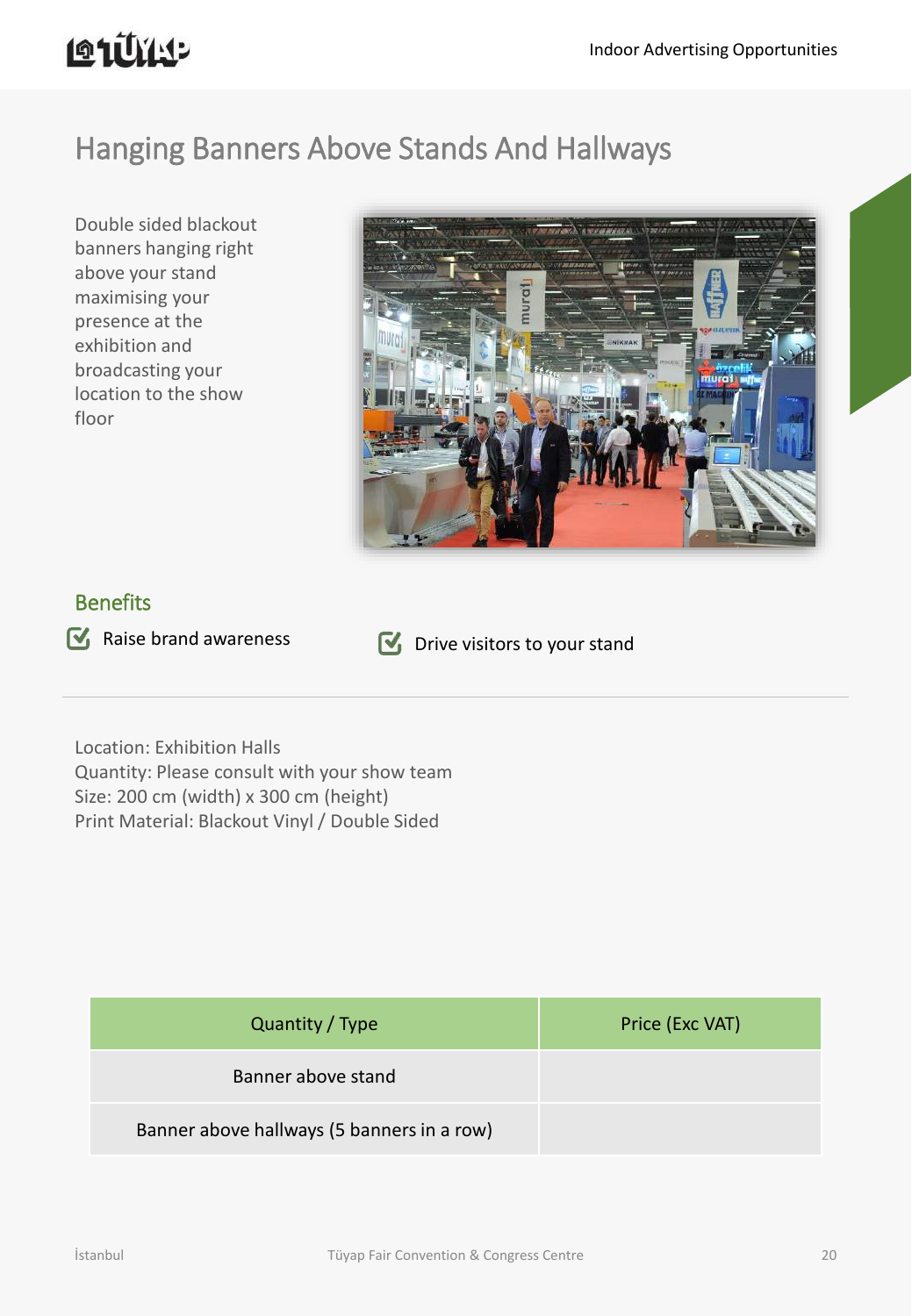# Hanging Banners Above Stands And Hallways

Double sided blackout banners hanging right above your stand maximising your presence at the exhibition and broadcasting your location to the show floor

## Benefits

- Raise brand awareness
- Drive visitors to your stand

Location: Exhibition Halls
Quantity: Please consult with your show team
Size: 200 cm (width) x 300 cm (height)
Print Material: Blackout Vinyl / Double Sided

| Quantity / Type | Price (Exc VAT) |
|---|---|
| Banner above stand | |
| Banner above hallways (5 banners in a row) | |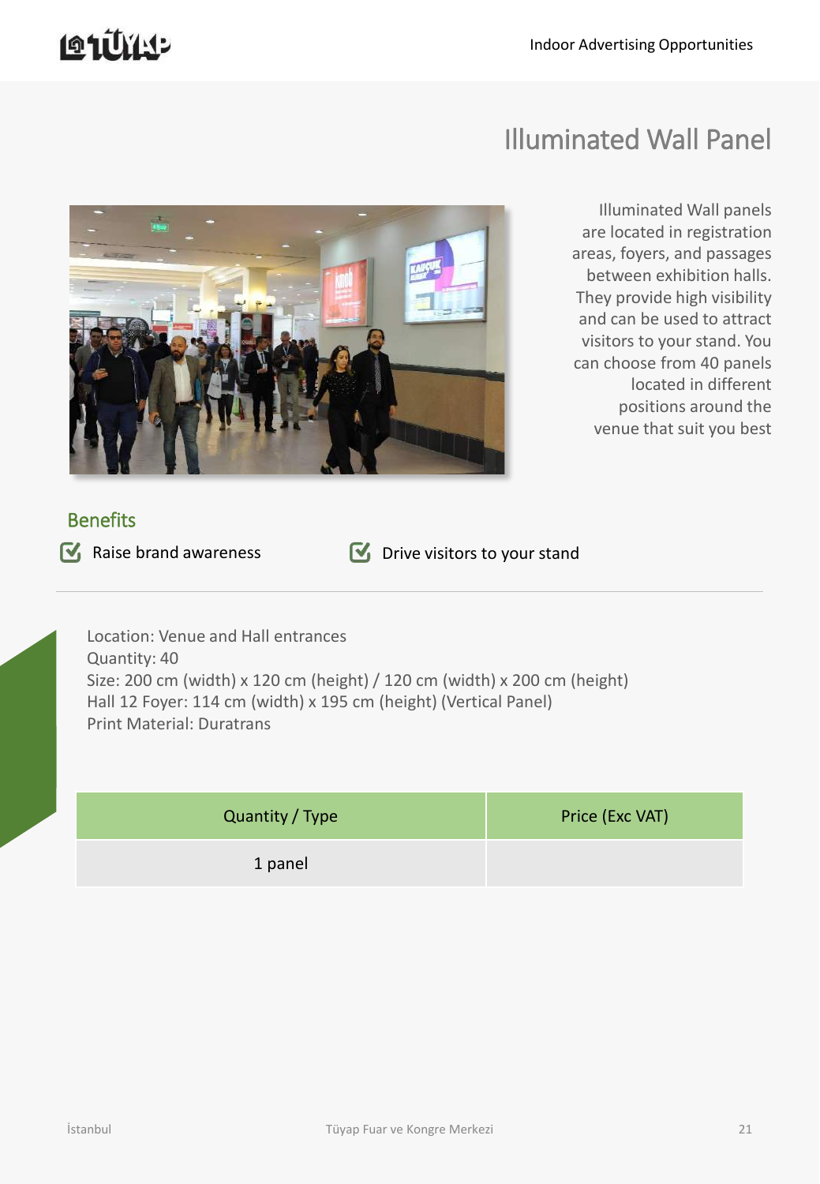# Illuminated Wall Panel

Illuminated Wall panels are located in registration areas, foyers, and passages between exhibition halls. They provide high visibility and can be used to attract visitors to your stand. You can choose from 40 panels located in different positions around the venue that suit you best

## Benefits

- Raise brand awareness
- Drive visitors to your stand

Location: Venue and Hall entrances
Quantity: 40
Size: 200 cm (width) x 120 cm (height) / 120 cm (width) x 200 cm (height)
Hall 12 Foyer: 114 cm (width) x 195 cm (height) (Vertical Panel)
Print Material: Duratrans

| Quantity / Type | Price (Exc VAT) |
| --- | --- |
| 1 panel | |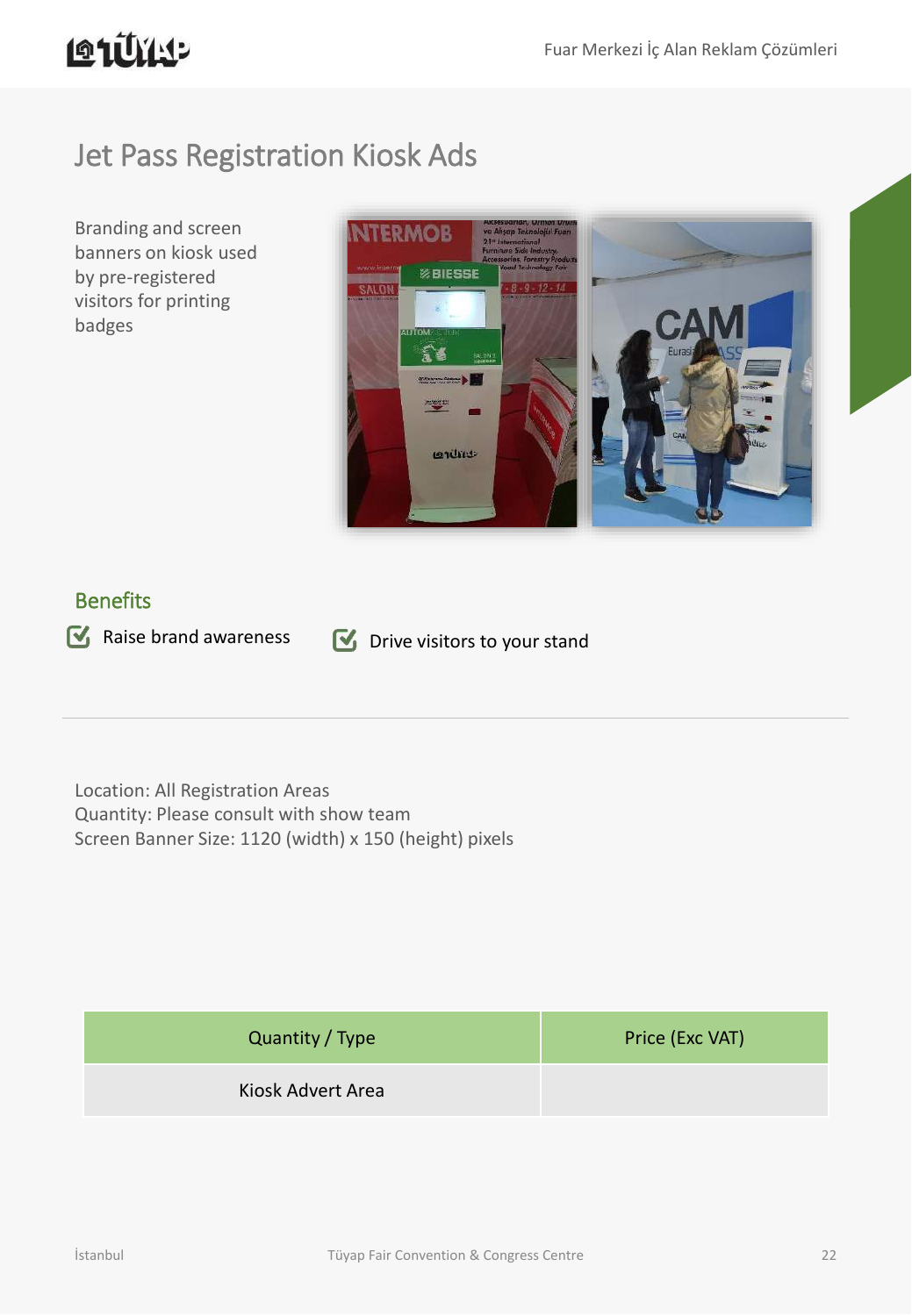# Jet Pass Registration Kiosk Ads

Branding and screen banners on kiosk used by pre-registered visitors for printing badges

## Benefits

- Raise brand awareness
- Drive visitors to your stand

Location: All Registration Areas
Quantity: Please consult with show team
Screen Banner Size: 1120 (width) x 150 (height) pixels

| Quantity / Type | Price (Exc VAT) |
|---|---|
| Kiosk Advert Area | |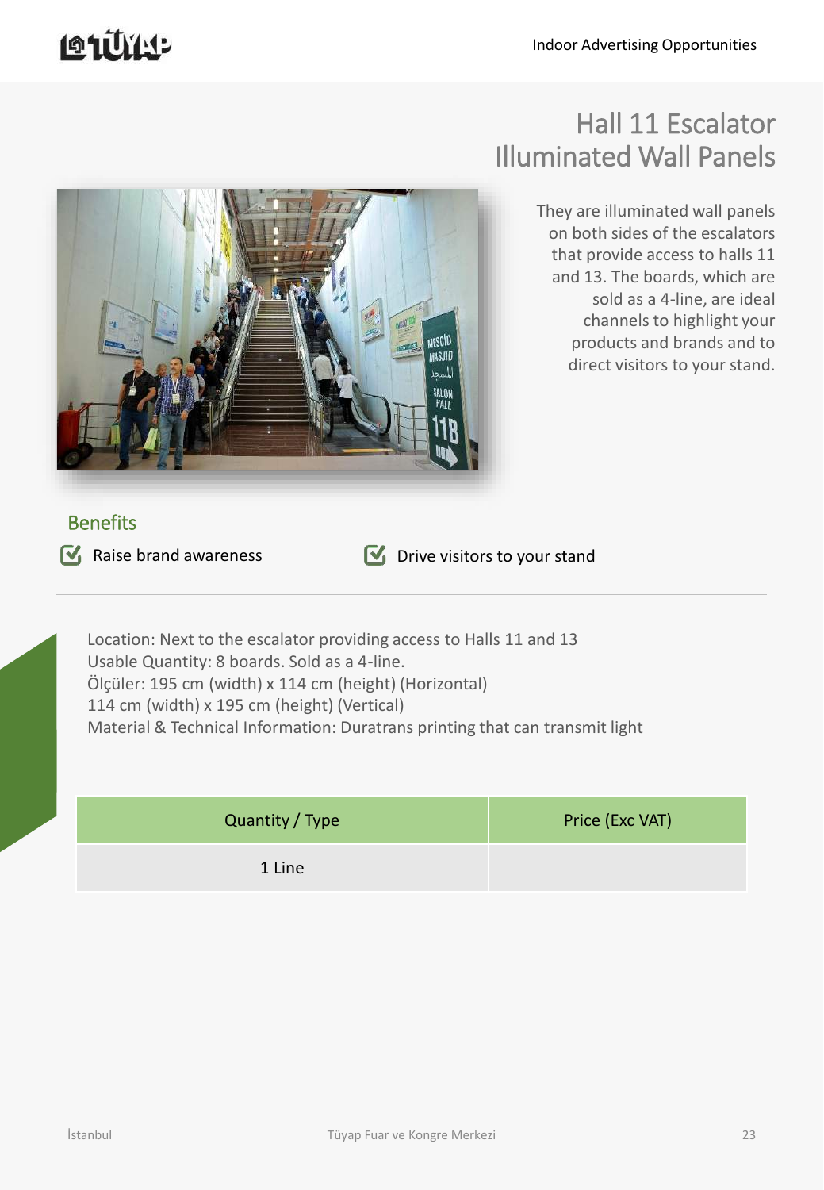# Hall 11 Escalator Illuminated Wall Panels

They are illuminated wall panels on both sides of the escalators that provide access to halls 11 and 13. The boards, which are sold as a 4-line, are ideal channels to highlight your products and brands and to direct visitors to your stand.

## Benefits

- Raise brand awareness
- Drive visitors to your stand

Location: Next to the escalator providing access to Halls 11 and 13
Usable Quantity: 8 boards. Sold as a 4-line.
Ölçüler: 195 cm (width) x 114 cm (height) (Horizontal)
114 cm (width) x 195 cm (height) (Vertical)
Material & Technical Information: Duratrans printing that can transmit light

| Quantity / Type | Price (Exc VAT) |
| --- | --- |
| 1 Line | |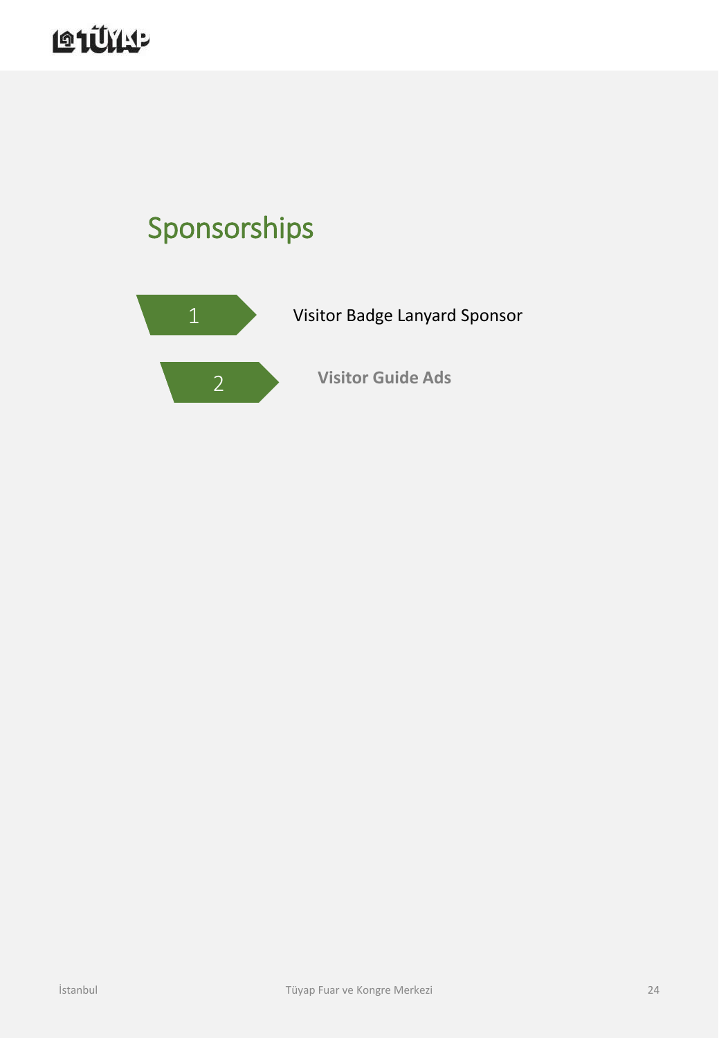# Sponsorships

1. Visitor Badge Lanyard Sponsor
2. **Visitor Guide Ads**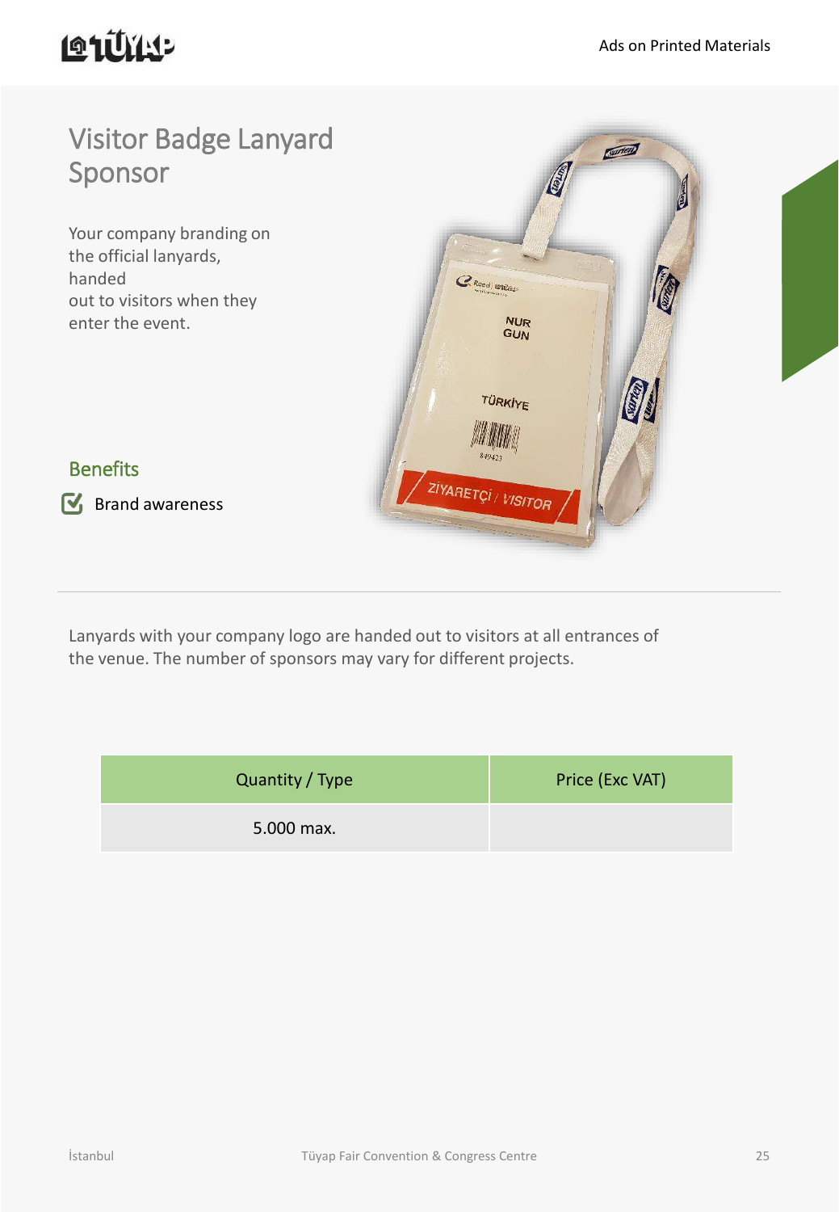# Visitor Badge Lanyard Sponsor

Your company branding on the official lanyards, handed out to visitors when they enter the event.

## Benefits

- Brand awareness

Lanyards with your company logo are handed out to visitors at all entrances of the venue. The number of sponsors may vary for different projects.

| Quantity / Type | Price (Exc VAT) |
| --- | --- |
| 5.000 max. | |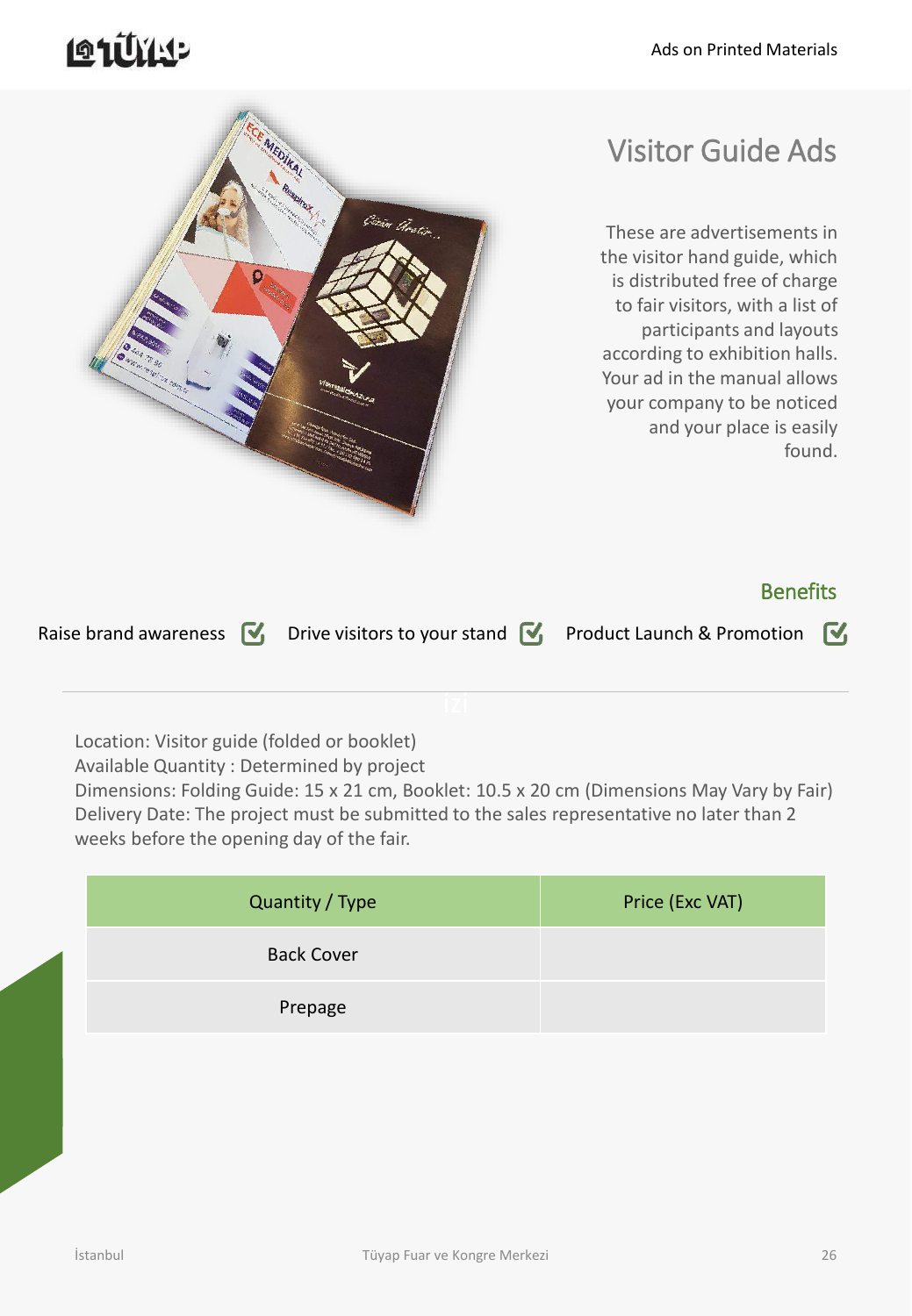# Visitor Guide Ads

These are advertisements in the visitor hand guide, which is distributed free of charge to fair visitors, with a list of participants and layouts according to exhibition halls. Your ad in the manual allows your company to be noticed and your place is easily found.

### Benefits

- Raise brand awareness ☑
- Drive visitors to your stand ☑
- Product Launch & Promotion ☑

Location: Visitor guide (folded or booklet)
Available Quantity : Determined by project
Dimensions: Folding Guide: 15 x 21 cm, Booklet: 10.5 x 20 cm (Dimensions May Vary by Fair)
Delivery Date: The project must be submitted to the sales representative no later than 2 weeks before the opening day of the fair.

| Quantity / Type | Price (Exc VAT) |
|---|---|
| Back Cover | |
| Prepage | |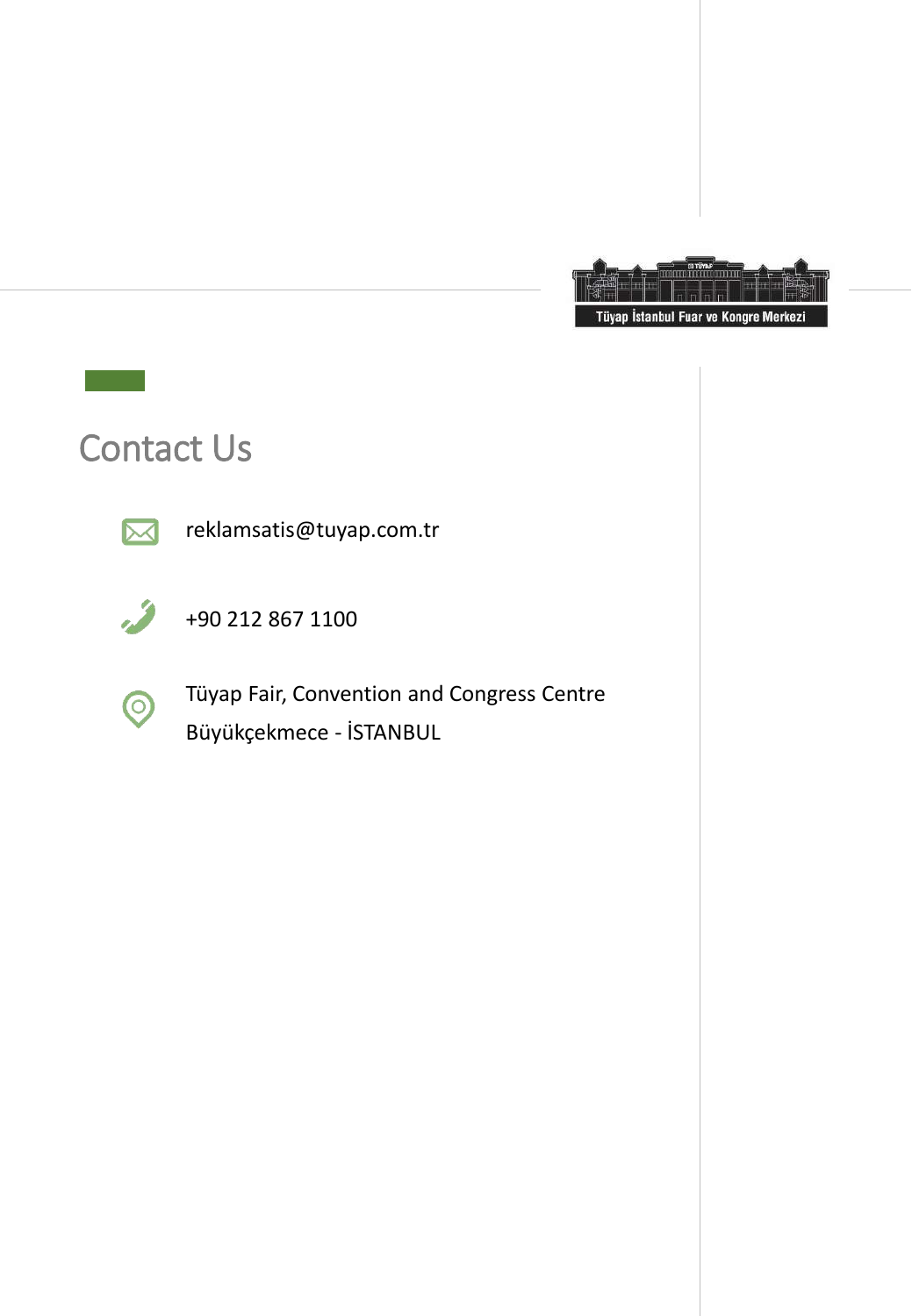Tüyap İstanbul Fuar ve Kongre Merkezi

## Contact Us

reklamsatis@tuyap.com.tr

+90 212 867 1100

Tüyap Fair, Convention and Congress Centre
Büyükçekmece - İSTANBUL